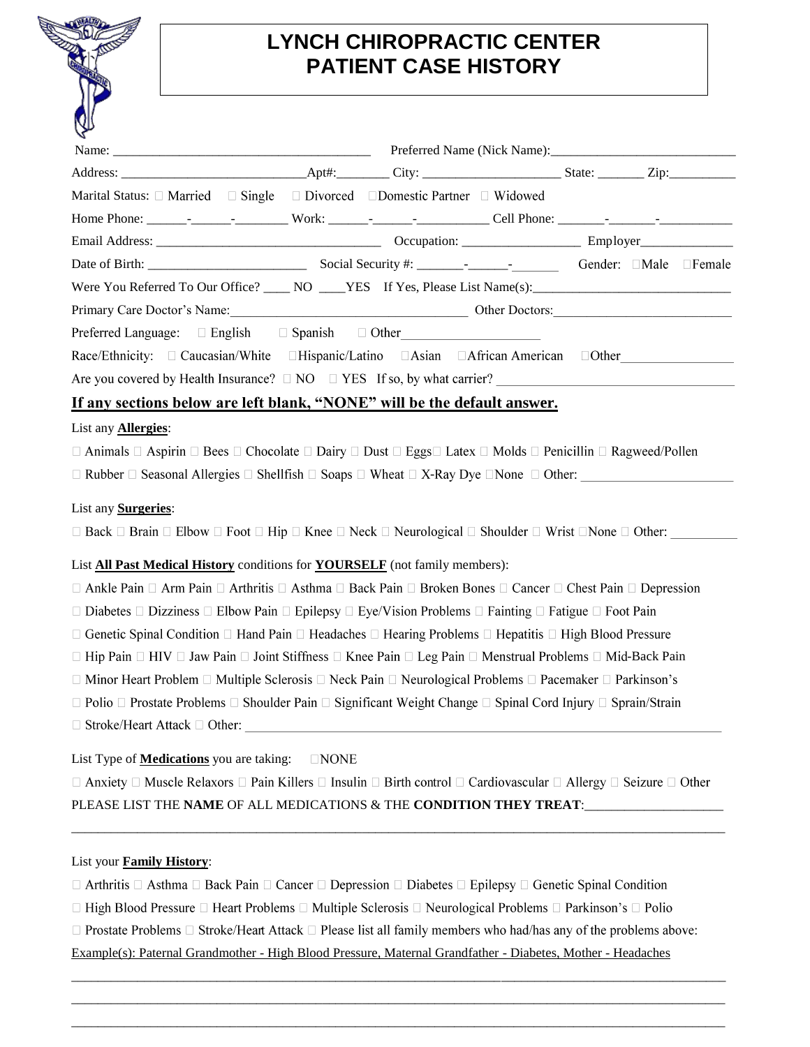# LYNCH CHIROPRACTIC CENTER
# PATIENT CASE HISTORY

Name: ________________________________________ Preferred Name (Nick Name):____________________________

Address: ____________________________Apt#:________ City: _____________________ State: _______ Zip:__________

Marital Status: □ Married □ Single □ Divorced □Domestic Partner □ Widowed

Home Phone: ______-______-________ Work: ______-______-___________ Cell Phone: _______-_______-___________

Email Address: __________________________________ Occupation: _________________ Employer______________

Date of Birth: ________________________ Social Security #: _______-______-_______ Gender: □Male □Female

Were You Referred To Our Office? ____ NO ____YES If Yes, Please List Name(s):______________________________

Primary Care Doctor's Name:___________________________________ Other Doctors:___________________________

Preferred Language: □ English □ Spanish □ Other_____________________

Race/Ethnicity: □ Caucasian/White □Hispanic/Latino □Asian □African American □Other_________________

Are you covered by Health Insurance? □ NO □ YES If so, by what carrier? ___________________________________

## If any sections below are left blank, "NONE" will be the default answer.

List any **Allergies**:

□ Animals □ Aspirin □ Bees □ Chocolate □ Dairy □ Dust □ Eggs□ Latex □ Molds □ Penicillin □ Ragweed/Pollen
□ Rubber □ Seasonal Allergies □ Shellfish □ Soaps □ Wheat □ X-Ray Dye □None □ Other: _______________________

List any **Surgeries**:

□ Back □ Brain □ Elbow □ Foot □ Hip □ Knee □ Neck □ Neurological □ Shoulder □ Wrist □None □ Other: __________

List **All Past Medical History** conditions for **YOURSELF** (not family members):

□ Ankle Pain □ Arm Pain □ Arthritis □ Asthma □ Back Pain □ Broken Bones □ Cancer □ Chest Pain □ Depression
□ Diabetes □ Dizziness □ Elbow Pain □ Epilepsy □ Eye/Vision Problems □ Fainting □ Fatigue □ Foot Pain
□ Genetic Spinal Condition □ Hand Pain □ Headaches □ Hearing Problems □ Hepatitis □ High Blood Pressure
□ Hip Pain □ HIV □ Jaw Pain □ Joint Stiffness □ Knee Pain □ Leg Pain □ Menstrual Problems □ Mid-Back Pain
□ Minor Heart Problem □ Multiple Sclerosis □ Neck Pain □ Neurological Problems □ Pacemaker □ Parkinson's
□ Polio □ Prostate Problems □ Shoulder Pain □ Significant Weight Change □ Spinal Cord Injury □ Sprain/Strain
□ Stroke/Heart Attack □ Other: ___________________________________________________________________________

List Type of **Medications** you are taking: □NONE

□ Anxiety □ Muscle Relaxors □ Pain Killers □ Insulin □ Birth control □ Cardiovascular □ Allergy □ Seizure □ Other

PLEASE LIST THE **NAME** OF ALL MEDICATIONS & THE **CONDITION THEY TREAT**:_____________________

_____________________________________________________________________________________________

List your **Family History**:

□ Arthritis □ Asthma □ Back Pain □ Cancer □ Depression □ Diabetes □ Epilepsy □ Genetic Spinal Condition
□ High Blood Pressure □ Heart Problems □ Multiple Sclerosis □ Neurological Problems □ Parkinson's □ Polio
□ Prostate Problems □ Stroke/Heart Attack □ Please list all family members who had/has any of the problems above:

Example(s): Paternal Grandmother - High Blood Pressure, Maternal Grandfather - Diabetes, Mother - Headaches

_____________________________________________________________________________________________

_____________________________________________________________________________________________

_____________________________________________________________________________________________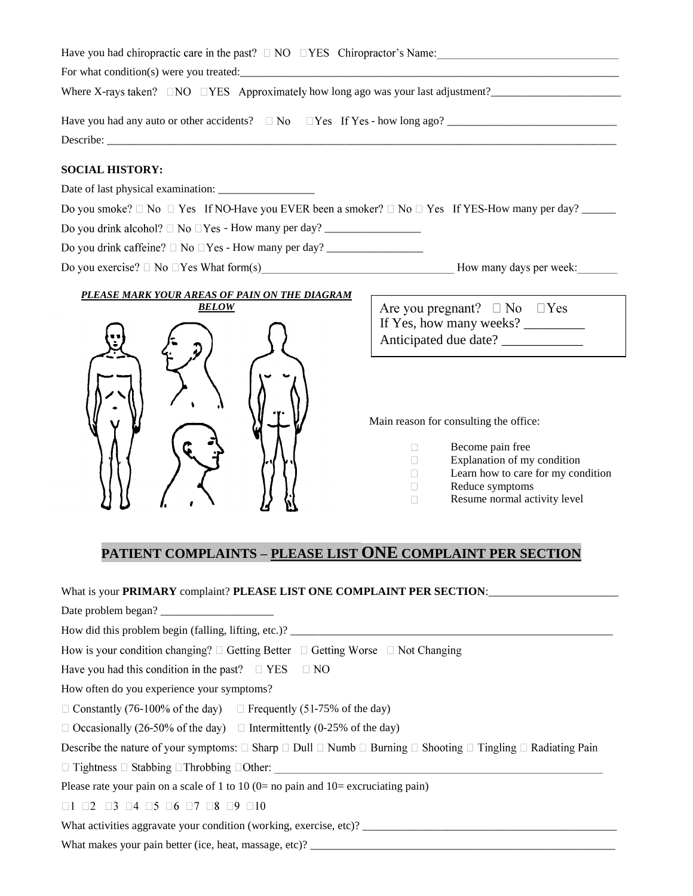Have you had chiropractic care in the past? ☐ NO ☐YES Chiropractor's Name:_______________________________

For what condition(s) were you treated:_______________________________________________________________

Where X-rays taken? ☐NO ☐YES Approximately how long ago was your last adjustment?______________________

Have you had any auto or other accidents? ☐ No ☐Yes If Yes - how long ago? _____________________________

Describe: ______________________________________________________________________________________

**SOCIAL HISTORY:**

Date of last physical examination: ________________

Do you smoke? ☐ No ☐ Yes If NO-Have you EVER been a smoker? ☐ No ☐ Yes If YES-How many per day? ______

Do you drink alcohol? ☐ No ☐Yes - How many per day? ________________

Do you drink caffeine? ☐ No ☐Yes - How many per day? ________________

Do you exercise? ☐ No ☐Yes What form(s)________________________________ How many days per week:_______

***PLEASE MARK YOUR AREAS OF PAIN ON THE DIAGRAM BELOW***

Are you pregnant? ☐ No ☐Yes
If Yes, how many weeks? _________
Anticipated due date? ___________

Main reason for consulting the office:

- ☐ Become pain free
- ☐ Explanation of my condition
- ☐ Learn how to care for my condition
- ☐ Reduce symptoms
- ☐ Resume normal activity level

## PATIENT COMPLAINTS – PLEASE LIST ONE COMPLAINT PER SECTION

What is your **PRIMARY** complaint? **PLEASE LIST ONE COMPLAINT PER SECTION**:______________________

Date problem began? ___________________

How did this problem begin (falling, lifting, etc.)? __________________________________________________

How is your condition changing? ☐ Getting Better ☐ Getting Worse ☐ Not Changing

Have you had this condition in the past? ☐ YES ☐ NO

How often do you experience your symptoms?

☐ Constantly (76-100% of the day) ☐ Frequently (51-75% of the day)

☐ Occasionally (26-50% of the day) ☐ Intermittently (0-25% of the day)

Describe the nature of your symptoms: ☐ Sharp ☐ Dull ☐ Numb ☐ Burning ☐ Shooting ☐ Tingling ☐ Radiating Pain

☐ Tightness ☐ Stabbing ☐Throbbing ☐Other: ________________________________________________________

Please rate your pain on a scale of 1 to 10 (0= no pain and 10= excruciating pain)

☐1 ☐2 ☐3 ☐4 ☐5 ☐6 ☐7 ☐8 ☐9 ☐10

What activities aggravate your condition (working, exercise, etc)? ___________________________________________

What makes your pain better (ice, heat, massage, etc)? _____________________________________________________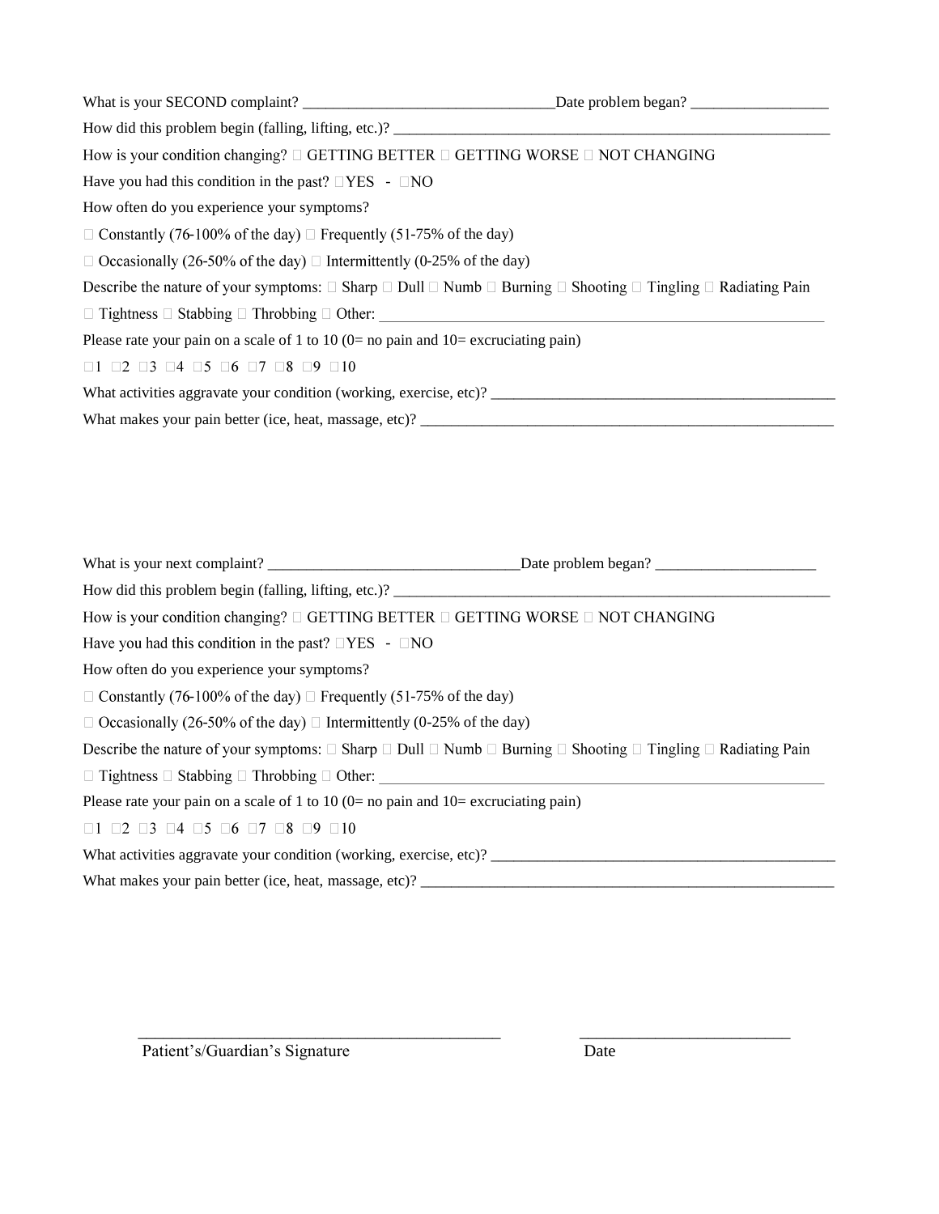What is your SECOND complaint? _________________________________Date problem began? __________________

How did this problem begin (falling, lifting, etc.)? ____________________________________________________________

How is your condition changing? ☐ GETTING BETTER ☐ GETTING WORSE ☐ NOT CHANGING

Have you had this condition in the past? ☐YES - ☐NO

How often do you experience your symptoms?

☐ Constantly (76-100% of the day) ☐ Frequently (51-75% of the day)

☐ Occasionally (26-50% of the day) ☐ Intermittently (0-25% of the day)

Describe the nature of your symptoms: ☐ Sharp ☐ Dull ☐ Numb ☐ Burning ☐ Shooting ☐ Tingling ☐ Radiating Pain

☐ Tightness ☐ Stabbing ☐ Throbbing ☐ Other: ____________________________________________________________

Please rate your pain on a scale of 1 to 10 (0= no pain and 10= excruciating pain)

☐1 ☐2 ☐3 ☐4 ☐5 ☐6 ☐7 ☐8 ☐9 ☐10

What activities aggravate your condition (working, exercise, etc)? _______________________________________________

What makes your pain better (ice, heat, massage, etc)? _________________________________________________________

What is your next complaint? _________________________________Date problem began? _____________________

How did this problem begin (falling, lifting, etc.)? ____________________________________________________________

How is your condition changing? ☐ GETTING BETTER ☐ GETTING WORSE ☐ NOT CHANGING

Have you had this condition in the past? ☐YES - ☐NO

How often do you experience your symptoms?

☐ Constantly (76-100% of the day) ☐ Frequently (51-75% of the day)

☐ Occasionally (26-50% of the day) ☐ Intermittently (0-25% of the day)

Describe the nature of your symptoms: ☐ Sharp ☐ Dull ☐ Numb ☐ Burning ☐ Shooting ☐ Tingling ☐ Radiating Pain

☐ Tightness ☐ Stabbing ☐ Throbbing ☐ Other: ____________________________________________________________

Please rate your pain on a scale of 1 to 10 (0= no pain and 10= excruciating pain)

☐1 ☐2 ☐3 ☐4 ☐5 ☐6 ☐7 ☐8 ☐9 ☐10

What activities aggravate your condition (working, exercise, etc)? _______________________________________________

What makes your pain better (ice, heat, massage, etc)? _________________________________________________________

______________________________________________ __________________________

Patient's/Guardian's Signature Date